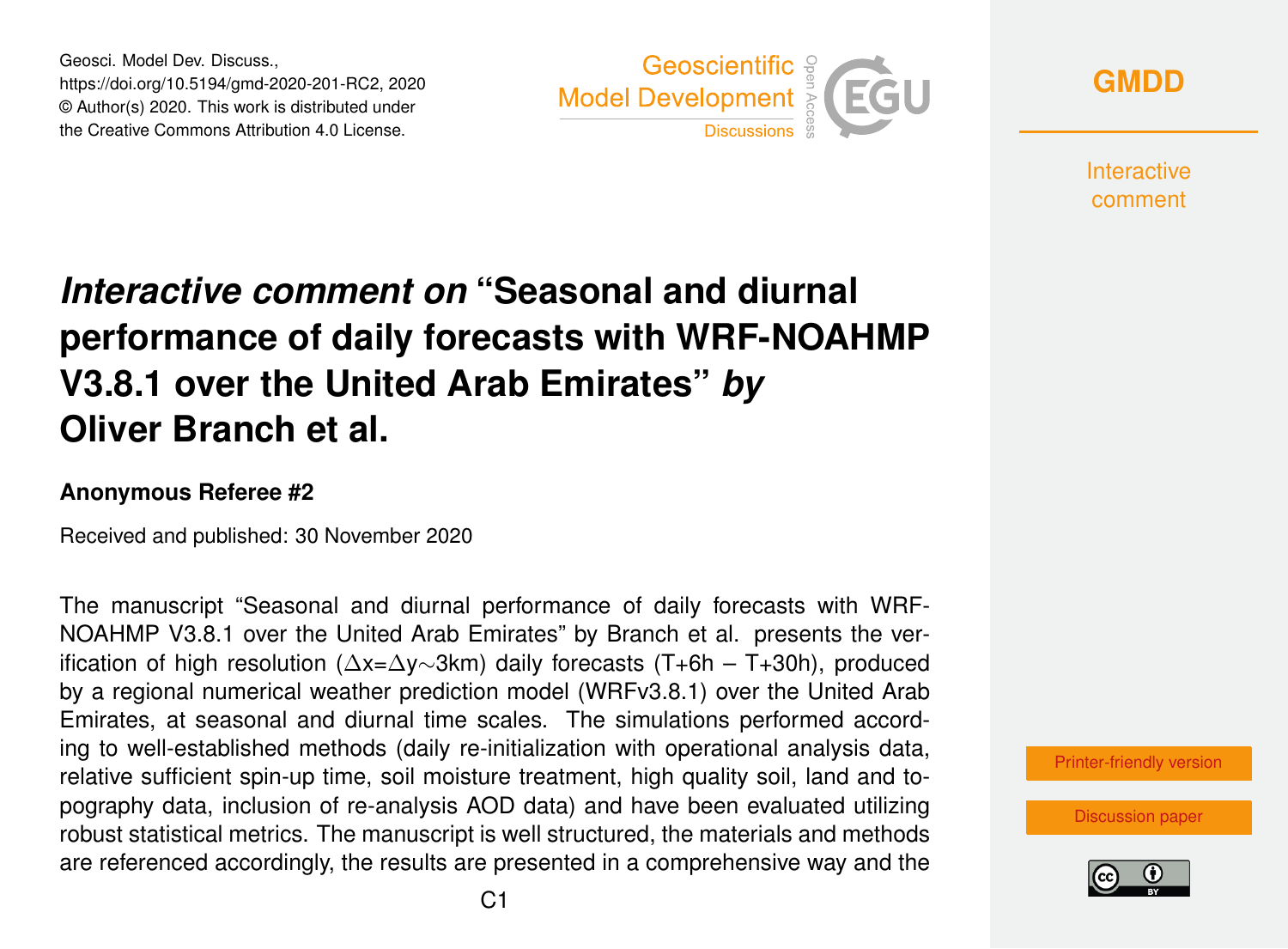# *Interactive comment on* "Seasonal and diurnal performance of daily forecasts with WRF-NOAHMP V3.8.1 over the United Arab Emirates" *by* Oliver Branch et al.

### Anonymous Referee #2

Received and published: 30 November 2020

The manuscript "Seasonal and diurnal performance of daily forecasts with WRF-NOAHMP V3.8.1 over the United Arab Emirates" by Branch et al. presents the verification of high resolution ($\Delta x = \Delta y \sim 3km$) daily forecasts (T+6h – T+30h), produced by a regional numerical weather prediction model (WRFv3.8.1) over the United Arab Emirates, at seasonal and diurnal time scales. The simulations performed according to well-established methods (daily re-initialization with operational analysis data, relative sufficient spin-up time, soil moisture treatment, high quality soil, land and topography data, inclusion of re-analysis AOD data) and have been evaluated utilizing robust statistical metrics. The manuscript is well structured, the materials and methods are referenced accordingly, the results are presented in a comprehensive way and the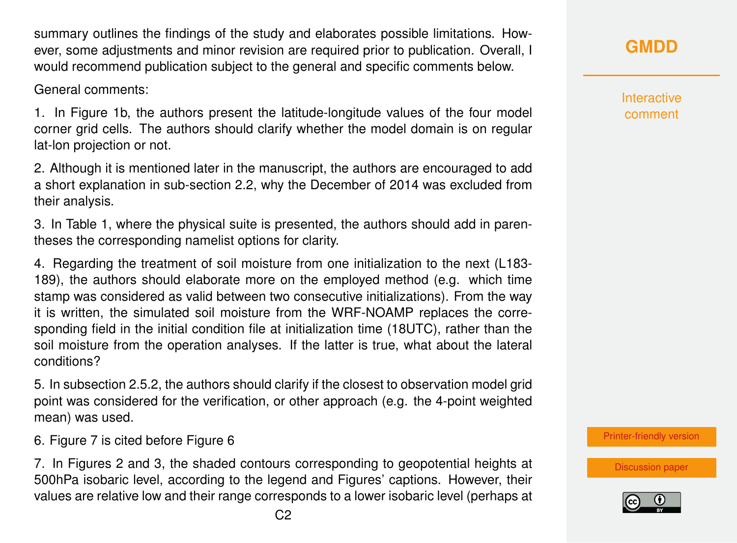summary outlines the findings of the study and elaborates possible limitations. However, some adjustments and minor revision are required prior to publication. Overall, I would recommend publication subject to the general and specific comments below.

General comments:

1. In Figure 1b, the authors present the latitude-longitude values of the four model corner grid cells. The authors should clarify whether the model domain is on regular lat-lon projection or not.

2. Although it is mentioned later in the manuscript, the authors are encouraged to add a short explanation in sub-section 2.2, why the December of 2014 was excluded from their analysis.

3. In Table 1, where the physical suite is presented, the authors should add in parentheses the corresponding namelist options for clarity.

4. Regarding the treatment of soil moisture from one initialization to the next (L183-189), the authors should elaborate more on the employed method (e.g. which time stamp was considered as valid between two consecutive initializations). From the way it is written, the simulated soil moisture from the WRF-NOAMP replaces the corresponding field in the initial condition file at initialization time (18UTC), rather than the soil moisture from the operation analyses. If the latter is true, what about the lateral conditions?

5. In subsection 2.5.2, the authors should clarify if the closest to observation model grid point was considered for the verification, or other approach (e.g. the 4-point weighted mean) was used.

6. Figure 7 is cited before Figure 6

7. In Figures 2 and 3, the shaded contours corresponding to geopotential heights at 500hPa isobaric level, according to the legend and Figures' captions. However, their values are relative low and their range corresponds to a lower isobaric level (perhaps at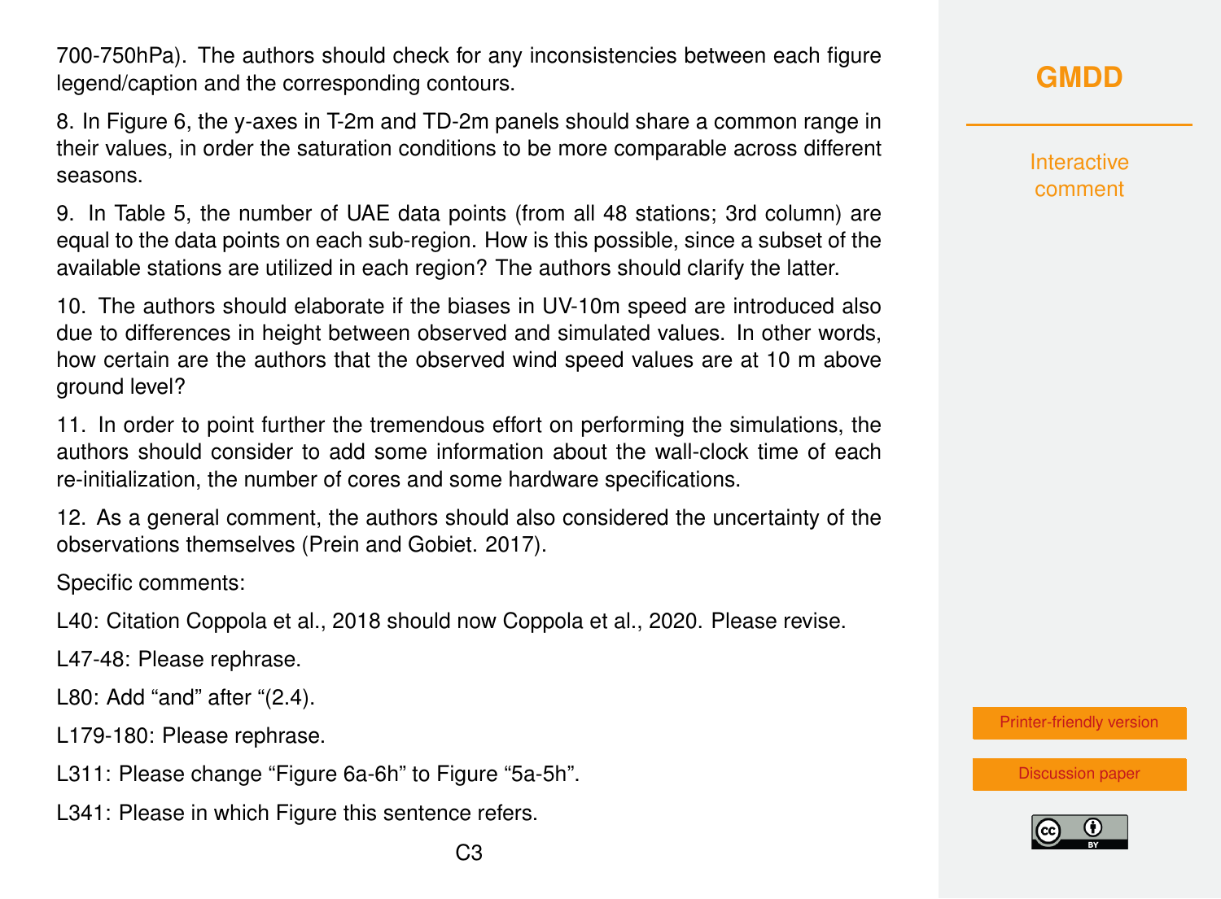700-750hPa). The authors should check for any inconsistencies between each figure legend/caption and the corresponding contours.

8. In Figure 6, the y-axes in T-2m and TD-2m panels should share a common range in their values, in order the saturation conditions to be more comparable across different seasons.

9. In Table 5, the number of UAE data points (from all 48 stations; 3rd column) are equal to the data points on each sub-region. How is this possible, since a subset of the available stations are utilized in each region? The authors should clarify the latter.

10. The authors should elaborate if the biases in UV-10m speed are introduced also due to differences in height between observed and simulated values. In other words, how certain are the authors that the observed wind speed values are at 10 m above ground level?

11. In order to point further the tremendous effort on performing the simulations, the authors should consider to add some information about the wall-clock time of each re-initialization, the number of cores and some hardware specifications.

12. As a general comment, the authors should also considered the uncertainty of the observations themselves (Prein and Gobiet. 2017).

Specific comments:

L40: Citation Coppola et al., 2018 should now Coppola et al., 2020. Please revise.

L47-48: Please rephrase.

L80: Add "and" after "(2.4).

L179-180: Please rephrase.

L311: Please change "Figure 6a-6h" to Figure "5a-5h".

L341: Please in which Figure this sentence refers.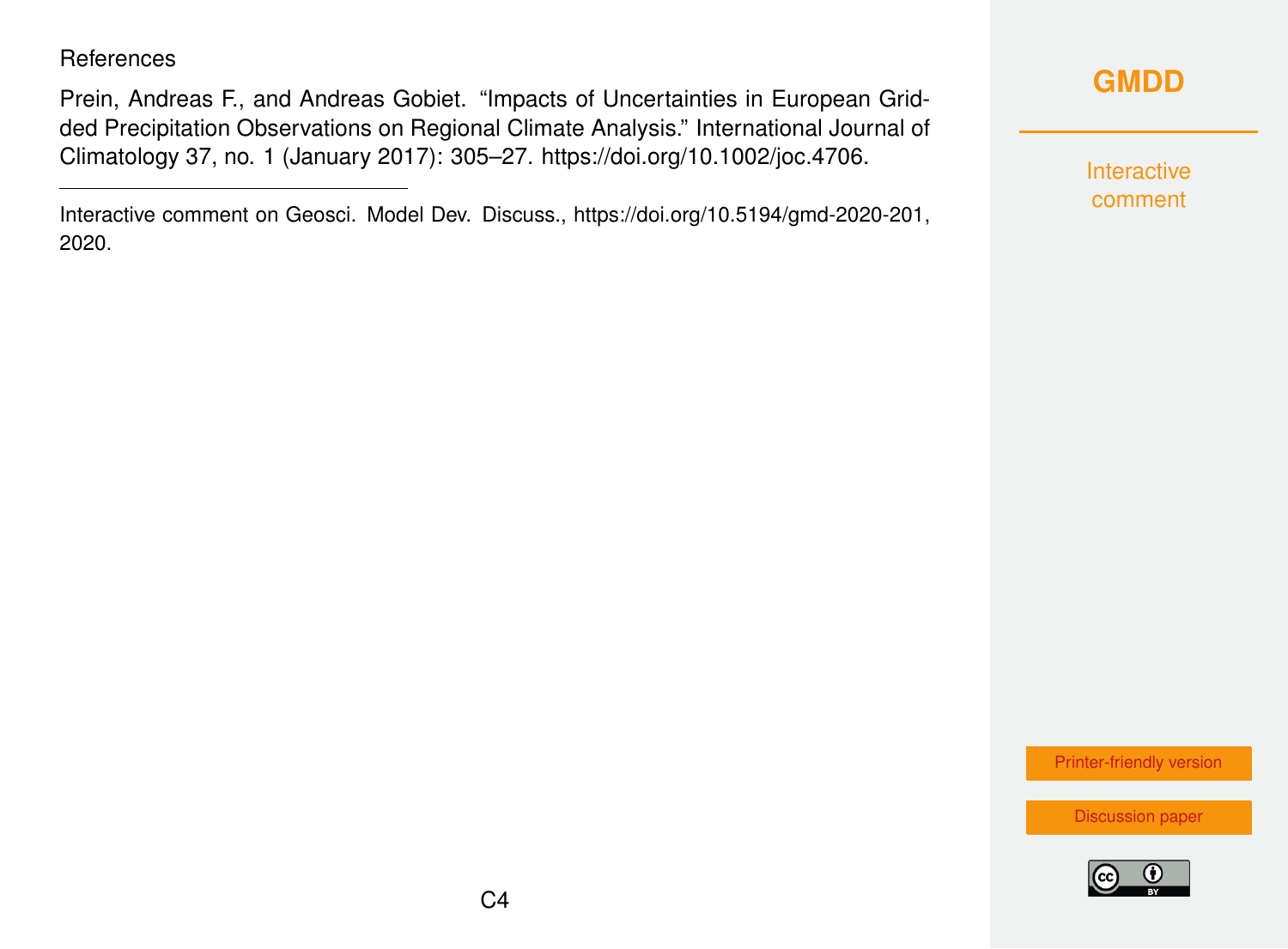References

Prein, Andreas F., and Andreas Gobiet. "Impacts of Uncertainties in European Gridded Precipitation Observations on Regional Climate Analysis." International Journal of Climatology 37, no. 1 (January 2017): 305–27. https://doi.org/10.1002/joc.4706.

---

Interactive comment on Geosci. Model Dev. Discuss., https://doi.org/10.5194/gmd-2020-201, 2020.